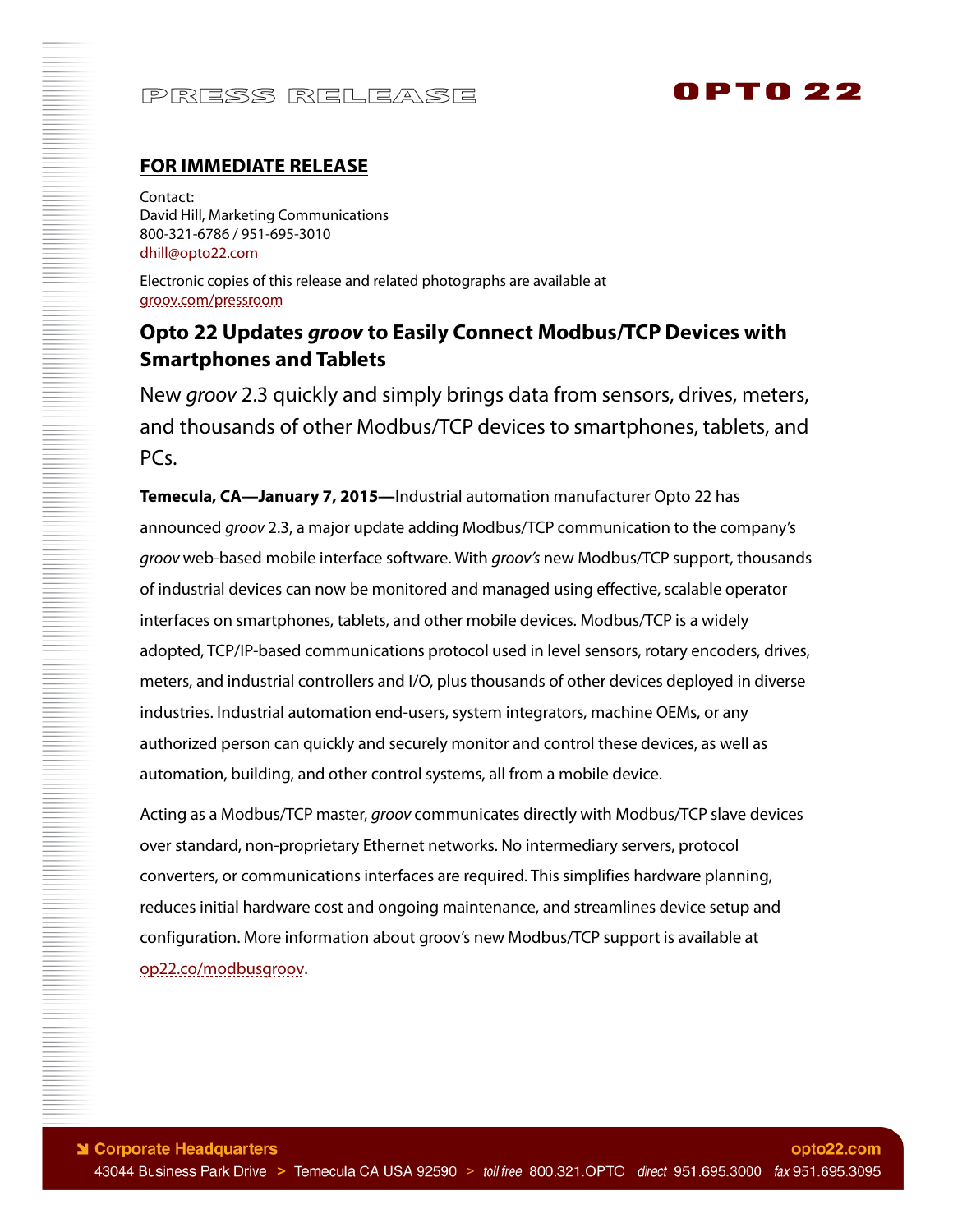PRESS RELEASE

OPTO 22

**FOR IMMEDIATE RELEASE**

Contact:
David Hill, Marketing Communications
800-321-6786 / 951-695-3010
dhill@opto22.com

Electronic copies of this release and related photographs are available at
groov.com/pressroom

## Opto 22 Updates *groov* to Easily Connect Modbus/TCP Devices with Smartphones and Tablets

New *groov* 2.3 quickly and simply brings data from sensors, drives, meters, and thousands of other Modbus/TCP devices to smartphones, tablets, and PCs.

**Temecula, CA—January 7, 2015—**Industrial automation manufacturer Opto 22 has announced *groov* 2.3, a major update adding Modbus/TCP communication to the company's *groov* web-based mobile interface software. With *groov's* new Modbus/TCP support, thousands of industrial devices can now be monitored and managed using effective, scalable operator interfaces on smartphones, tablets, and other mobile devices. Modbus/TCP is a widely adopted, TCP/IP-based communications protocol used in level sensors, rotary encoders, drives, meters, and industrial controllers and I/O, plus thousands of other devices deployed in diverse industries. Industrial automation end-users, system integrators, machine OEMs, or any authorized person can quickly and securely monitor and control these devices, as well as automation, building, and other control systems, all from a mobile device.

Acting as a Modbus/TCP master, *groov* communicates directly with Modbus/TCP slave devices over standard, non-proprietary Ethernet networks. No intermediary servers, protocol converters, or communications interfaces are required. This simplifies hardware planning, reduces initial hardware cost and ongoing maintenance, and streamlines device setup and configuration. More information about groov's new Modbus/TCP support is available at op22.co/modbusgroov.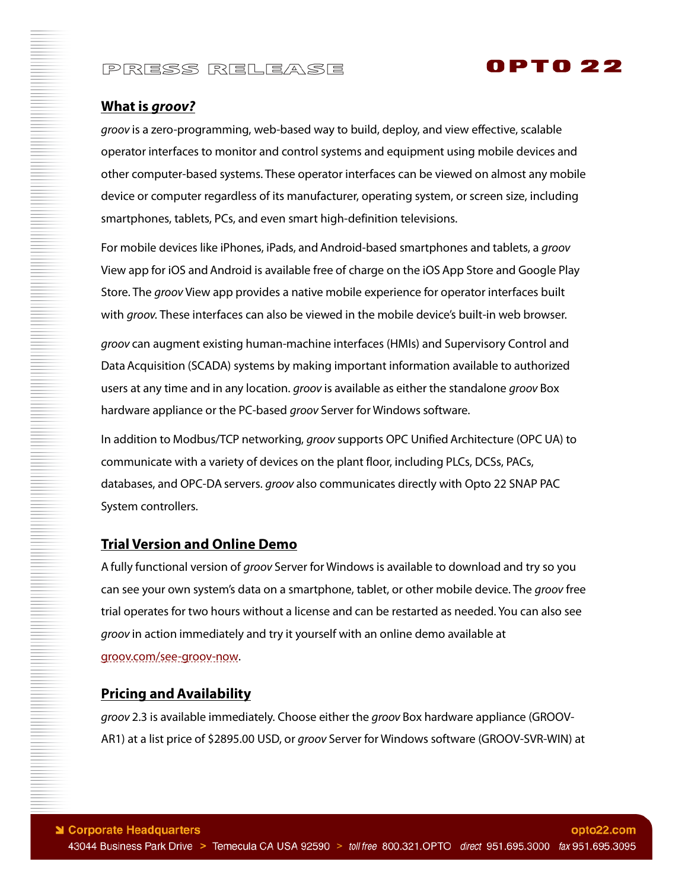## What is *groov?*

*groov* is a zero-programming, web-based way to build, deploy, and view effective, scalable operator interfaces to monitor and control systems and equipment using mobile devices and other computer-based systems. These operator interfaces can be viewed on almost any mobile device or computer regardless of its manufacturer, operating system, or screen size, including smartphones, tablets, PCs, and even smart high-definition televisions.

For mobile devices like iPhones, iPads, and Android-based smartphones and tablets, a *groov* View app for iOS and Android is available free of charge on the iOS App Store and Google Play Store. The *groov* View app provides a native mobile experience for operator interfaces built with *groov.* These interfaces can also be viewed in the mobile device's built-in web browser.

*groov* can augment existing human-machine interfaces (HMIs) and Supervisory Control and Data Acquisition (SCADA) systems by making important information available to authorized users at any time and in any location. *groov* is available as either the standalone *groov* Box hardware appliance or the PC-based *groov* Server for Windows software.

In addition to Modbus/TCP networking, *groov* supports OPC Unified Architecture (OPC UA) to communicate with a variety of devices on the plant floor, including PLCs, DCSs, PACs, databases, and OPC-DA servers. *groov* also communicates directly with Opto 22 SNAP PAC System controllers.

## Trial Version and Online Demo

A fully functional version of *groov* Server for Windows is available to download and try so you can see your own system's data on a smartphone, tablet, or other mobile device. The *groov* free trial operates for two hours without a license and can be restarted as needed. You can also see *groov* in action immediately and try it yourself with an online demo available at groov.com/see-groov-now.

## Pricing and Availability

*groov* 2.3 is available immediately. Choose either the *groov* Box hardware appliance (GROOV-AR1) at a list price of $2895.00 USD, or *groov* Server for Windows software (GROOV-SVR-WIN) at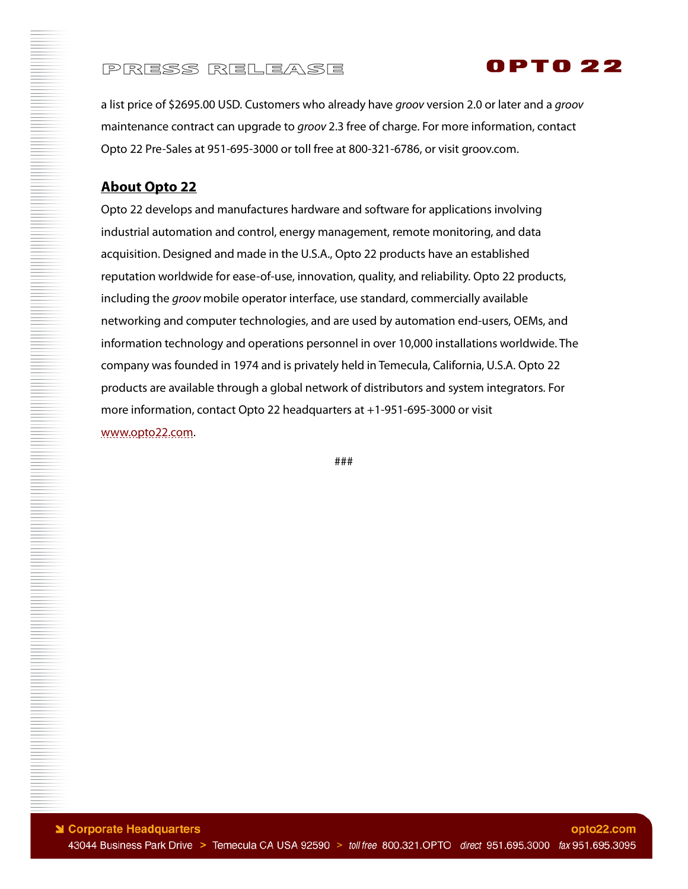a list price of $2695.00 USD. Customers who already have *groov* version 2.0 or later and a *groov* maintenance contract can upgrade to *groov* 2.3 free of charge. For more information, contact Opto 22 Pre-Sales at 951-695-3000 or toll free at 800-321-6786, or visit groov.com.

## About Opto 22

Opto 22 develops and manufactures hardware and software for applications involving industrial automation and control, energy management, remote monitoring, and data acquisition. Designed and made in the U.S.A., Opto 22 products have an established reputation worldwide for ease-of-use, innovation, quality, and reliability. Opto 22 products, including the *groov* mobile operator interface, use standard, commercially available networking and computer technologies, and are used by automation end-users, OEMs, and information technology and operations personnel in over 10,000 installations worldwide. The company was founded in 1974 and is privately held in Temecula, California, U.S.A. Opto 22 products are available through a global network of distributors and system integrators. For more information, contact Opto 22 headquarters at +1-951-695-3000 or visit www.opto22.com.

###